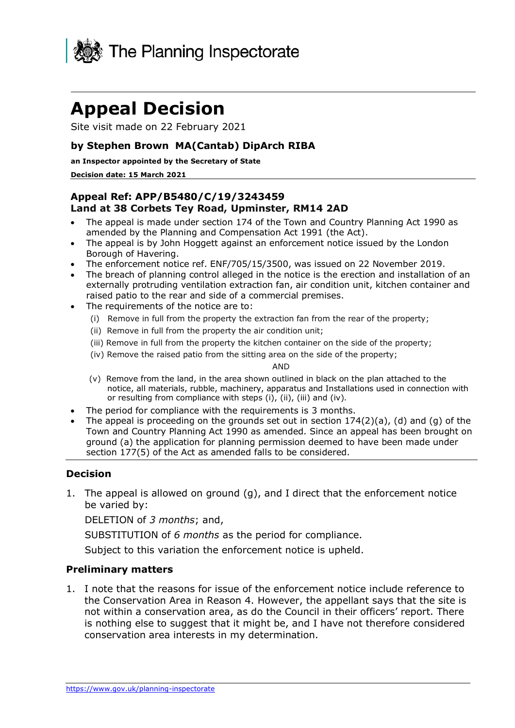The Planning Inspectorate

# Appeal Decision

Site visit made on 22 February 2021

### by Stephen Brown MA(Cantab) DipArch RIBA

**an Inspector appointed by the Secretary of State**

**Decision date: 15 March 2021**

### Appeal Ref: APP/B5480/C/19/3243459
### Land at 38 Corbets Tey Road, Upminster, RM14 2AD

- The appeal is made under section 174 of the Town and Country Planning Act 1990 as amended by the Planning and Compensation Act 1991 (the Act).
- The appeal is by John Hoggett against an enforcement notice issued by the London Borough of Havering.
- The enforcement notice ref. ENF/705/15/3500, was issued on 22 November 2019.
- The breach of planning control alleged in the notice is the erection and installation of an externally protruding ventilation extraction fan, air condition unit, kitchen container and raised patio to the rear and side of a commercial premises.
- The requirements of the notice are to:
  - (i) Remove in full from the property the extraction fan from the rear of the property;
  - (ii) Remove in full from the property the air condition unit;
  - (iii) Remove in full from the property the kitchen container on the side of the property;
  - (iv) Remove the raised patio from the sitting area on the side of the property;

    AND

  - (v) Remove from the land, in the area shown outlined in black on the plan attached to the notice, all materials, rubble, machinery, apparatus and Installations used in connection with or resulting from compliance with steps (i), (ii), (iii) and (iv).
- The period for compliance with the requirements is 3 months.
- The appeal is proceeding on the grounds set out in section 174(2)(a), (d) and (g) of the Town and Country Planning Act 1990 as amended. Since an appeal has been brought on ground (a) the application for planning permission deemed to have been made under section 177(5) of the Act as amended falls to be considered.

### Decision

1. The appeal is allowed on ground (g), and I direct that the enforcement notice be varied by:

   DELETION of *3 months*; and,

   SUBSTITUTION of *6 months* as the period for compliance.

   Subject to this variation the enforcement notice is upheld.

### Preliminary matters

1. I note that the reasons for issue of the enforcement notice include reference to the Conservation Area in Reason 4. However, the appellant says that the site is not within a conservation area, as do the Council in their officers' report. There is nothing else to suggest that it might be, and I have not therefore considered conservation area interests in my determination.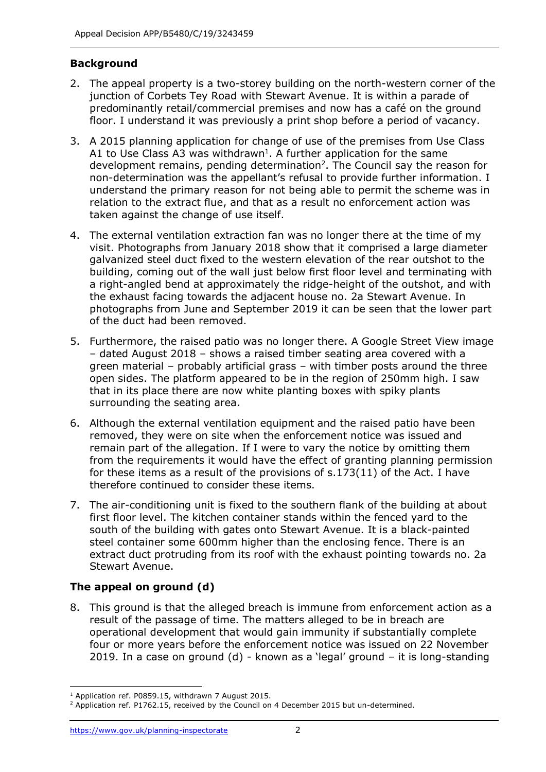## Background

2. The appeal property is a two-storey building on the north-western corner of the junction of Corbets Tey Road with Stewart Avenue. It is within a parade of predominantly retail/commercial premises and now has a café on the ground floor. I understand it was previously a print shop before a period of vacancy.

3. A 2015 planning application for change of use of the premises from Use Class A1 to Use Class A3 was withdrawn[1]. A further application for the same development remains, pending determination[2]. The Council say the reason for non-determination was the appellant's refusal to provide further information. I understand the primary reason for not being able to permit the scheme was in relation to the extract flue, and that as a result no enforcement action was taken against the change of use itself.

4. The external ventilation extraction fan was no longer there at the time of my visit. Photographs from January 2018 show that it comprised a large diameter galvanized steel duct fixed to the western elevation of the rear outshot to the building, coming out of the wall just below first floor level and terminating with a right-angled bend at approximately the ridge-height of the outshot, and with the exhaust facing towards the adjacent house no. 2a Stewart Avenue. In photographs from June and September 2019 it can be seen that the lower part of the duct had been removed.

5. Furthermore, the raised patio was no longer there. A Google Street View image – dated August 2018 – shows a raised timber seating area covered with a green material – probably artificial grass – with timber posts around the three open sides. The platform appeared to be in the region of 250mm high. I saw that in its place there are now white planting boxes with spiky plants surrounding the seating area.

6. Although the external ventilation equipment and the raised patio have been removed, they were on site when the enforcement notice was issued and remain part of the allegation. If I were to vary the notice by omitting them from the requirements it would have the effect of granting planning permission for these items as a result of the provisions of s.173(11) of the Act. I have therefore continued to consider these items.

7. The air-conditioning unit is fixed to the southern flank of the building at about first floor level. The kitchen container stands within the fenced yard to the south of the building with gates onto Stewart Avenue. It is a black-painted steel container some 600mm higher than the enclosing fence. There is an extract duct protruding from its roof with the exhaust pointing towards no. 2a Stewart Avenue.

## The appeal on ground (d)

8. This ground is that the alleged breach is immune from enforcement action as a result of the passage of time. The matters alleged to be in breach are operational development that would gain immunity if substantially complete four or more years before the enforcement notice was issued on 22 November 2019. In a case on ground (d) - known as a 'legal' ground – it is long-standing

---

[1] Application ref. P0859.15, withdrawn 7 August 2015.

[2] Application ref. P1762.15, received by the Council on 4 December 2015 but un-determined.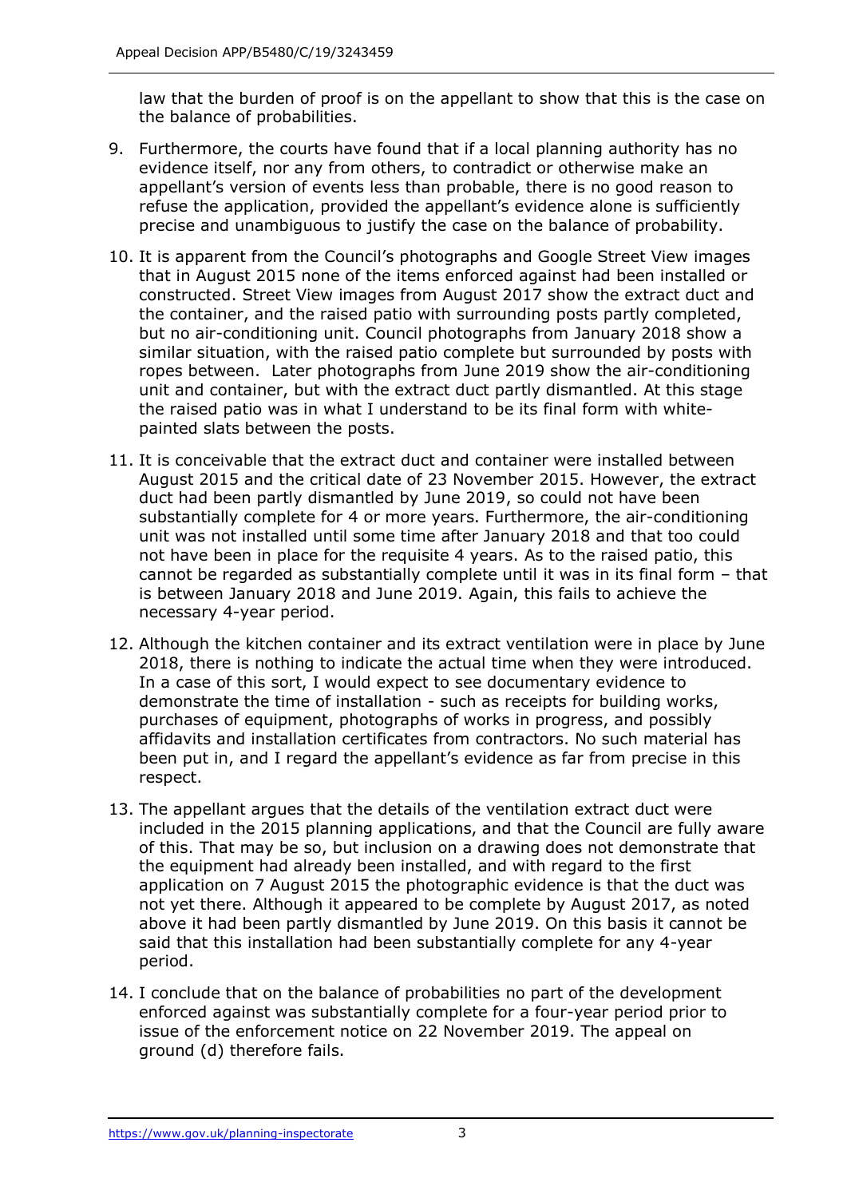law that the burden of proof is on the appellant to show that this is the case on the balance of probabilities.

9. Furthermore, the courts have found that if a local planning authority has no evidence itself, nor any from others, to contradict or otherwise make an appellant's version of events less than probable, there is no good reason to refuse the application, provided the appellant's evidence alone is sufficiently precise and unambiguous to justify the case on the balance of probability.

10. It is apparent from the Council's photographs and Google Street View images that in August 2015 none of the items enforced against had been installed or constructed. Street View images from August 2017 show the extract duct and the container, and the raised patio with surrounding posts partly completed, but no air-conditioning unit. Council photographs from January 2018 show a similar situation, with the raised patio complete but surrounded by posts with ropes between. Later photographs from June 2019 show the air-conditioning unit and container, but with the extract duct partly dismantled. At this stage the raised patio was in what I understand to be its final form with white-painted slats between the posts.

11. It is conceivable that the extract duct and container were installed between August 2015 and the critical date of 23 November 2015. However, the extract duct had been partly dismantled by June 2019, so could not have been substantially complete for 4 or more years. Furthermore, the air-conditioning unit was not installed until some time after January 2018 and that too could not have been in place for the requisite 4 years. As to the raised patio, this cannot be regarded as substantially complete until it was in its final form – that is between January 2018 and June 2019. Again, this fails to achieve the necessary 4-year period.

12. Although the kitchen container and its extract ventilation were in place by June 2018, there is nothing to indicate the actual time when they were introduced. In a case of this sort, I would expect to see documentary evidence to demonstrate the time of installation - such as receipts for building works, purchases of equipment, photographs of works in progress, and possibly affidavits and installation certificates from contractors. No such material has been put in, and I regard the appellant's evidence as far from precise in this respect.

13. The appellant argues that the details of the ventilation extract duct were included in the 2015 planning applications, and that the Council are fully aware of this. That may be so, but inclusion on a drawing does not demonstrate that the equipment had already been installed, and with regard to the first application on 7 August 2015 the photographic evidence is that the duct was not yet there. Although it appeared to be complete by August 2017, as noted above it had been partly dismantled by June 2019. On this basis it cannot be said that this installation had been substantially complete for any 4-year period.

14. I conclude that on the balance of probabilities no part of the development enforced against was substantially complete for a four-year period prior to issue of the enforcement notice on 22 November 2019. The appeal on ground (d) therefore fails.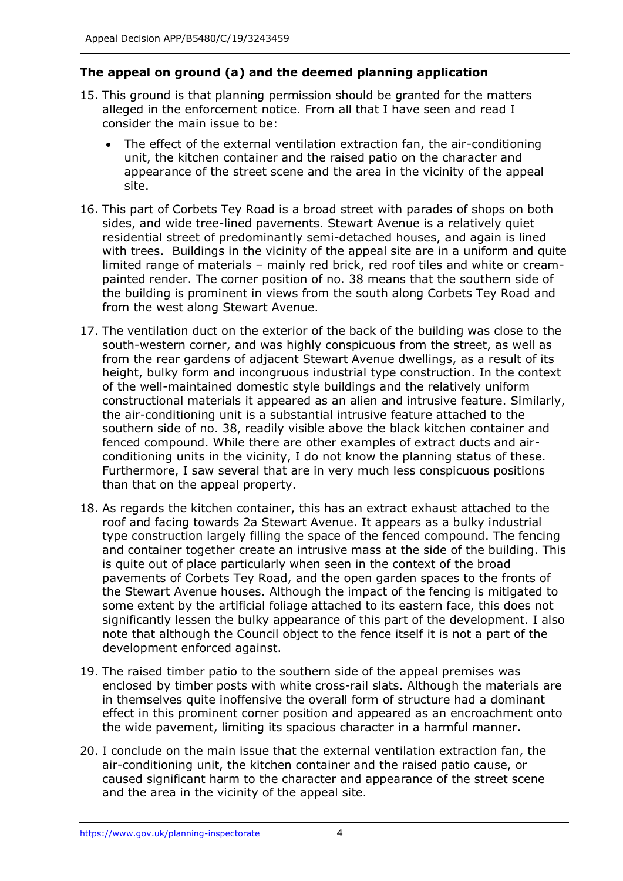### The appeal on ground (a) and the deemed planning application

15. This ground is that planning permission should be granted for the matters alleged in the enforcement notice. From all that I have seen and read I consider the main issue to be:

    - The effect of the external ventilation extraction fan, the air-conditioning unit, the kitchen container and the raised patio on the character and appearance of the street scene and the area in the vicinity of the appeal site.

16. This part of Corbets Tey Road is a broad street with parades of shops on both sides, and wide tree-lined pavements. Stewart Avenue is a relatively quiet residential street of predominantly semi-detached houses, and again is lined with trees. Buildings in the vicinity of the appeal site are in a uniform and quite limited range of materials – mainly red brick, red roof tiles and white or cream-painted render. The corner position of no. 38 means that the southern side of the building is prominent in views from the south along Corbets Tey Road and from the west along Stewart Avenue.

17. The ventilation duct on the exterior of the back of the building was close to the south-western corner, and was highly conspicuous from the street, as well as from the rear gardens of adjacent Stewart Avenue dwellings, as a result of its height, bulky form and incongruous industrial type construction. In the context of the well-maintained domestic style buildings and the relatively uniform constructional materials it appeared as an alien and intrusive feature. Similarly, the air-conditioning unit is a substantial intrusive feature attached to the southern side of no. 38, readily visible above the black kitchen container and fenced compound. While there are other examples of extract ducts and air-conditioning units in the vicinity, I do not know the planning status of these. Furthermore, I saw several that are in very much less conspicuous positions than that on the appeal property.

18. As regards the kitchen container, this has an extract exhaust attached to the roof and facing towards 2a Stewart Avenue. It appears as a bulky industrial type construction largely filling the space of the fenced compound. The fencing and container together create an intrusive mass at the side of the building. This is quite out of place particularly when seen in the context of the broad pavements of Corbets Tey Road, and the open garden spaces to the fronts of the Stewart Avenue houses. Although the impact of the fencing is mitigated to some extent by the artificial foliage attached to its eastern face, this does not significantly lessen the bulky appearance of this part of the development. I also note that although the Council object to the fence itself it is not a part of the development enforced against.

19. The raised timber patio to the southern side of the appeal premises was enclosed by timber posts with white cross-rail slats. Although the materials are in themselves quite inoffensive the overall form of structure had a dominant effect in this prominent corner position and appeared as an encroachment onto the wide pavement, limiting its spacious character in a harmful manner.

20. I conclude on the main issue that the external ventilation extraction fan, the air-conditioning unit, the kitchen container and the raised patio cause, or caused significant harm to the character and appearance of the street scene and the area in the vicinity of the appeal site.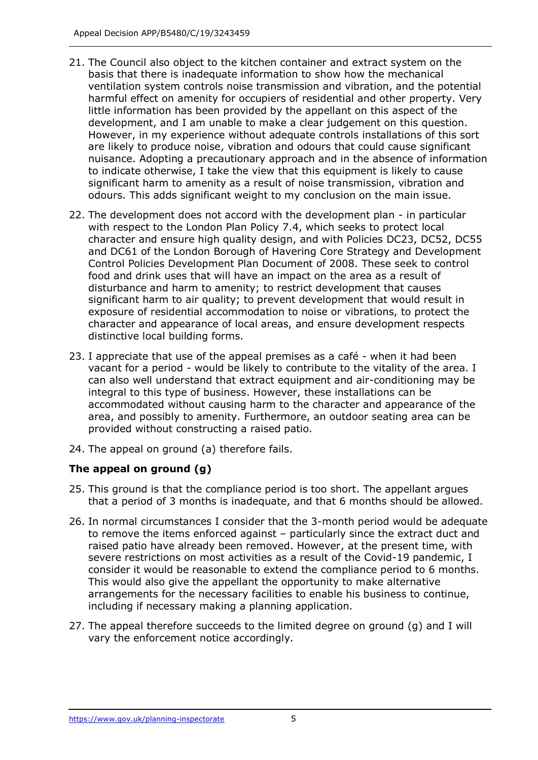21. The Council also object to the kitchen container and extract system on the basis that there is inadequate information to show how the mechanical ventilation system controls noise transmission and vibration, and the potential harmful effect on amenity for occupiers of residential and other property. Very little information has been provided by the appellant on this aspect of the development, and I am unable to make a clear judgement on this question. However, in my experience without adequate controls installations of this sort are likely to produce noise, vibration and odours that could cause significant nuisance. Adopting a precautionary approach and in the absence of information to indicate otherwise, I take the view that this equipment is likely to cause significant harm to amenity as a result of noise transmission, vibration and odours. This adds significant weight to my conclusion on the main issue.

22. The development does not accord with the development plan - in particular with respect to the London Plan Policy 7.4, which seeks to protect local character and ensure high quality design, and with Policies DC23, DC52, DC55 and DC61 of the London Borough of Havering Core Strategy and Development Control Policies Development Plan Document of 2008. These seek to control food and drink uses that will have an impact on the area as a result of disturbance and harm to amenity; to restrict development that causes significant harm to air quality; to prevent development that would result in exposure of residential accommodation to noise or vibrations, to protect the character and appearance of local areas, and ensure development respects distinctive local building forms.

23. I appreciate that use of the appeal premises as a café - when it had been vacant for a period - would be likely to contribute to the vitality of the area. I can also well understand that extract equipment and air-conditioning may be integral to this type of business. However, these installations can be accommodated without causing harm to the character and appearance of the area, and possibly to amenity. Furthermore, an outdoor seating area can be provided without constructing a raised patio.

24. The appeal on ground (a) therefore fails.

## The appeal on ground (g)

25. This ground is that the compliance period is too short. The appellant argues that a period of 3 months is inadequate, and that 6 months should be allowed.

26. In normal circumstances I consider that the 3-month period would be adequate to remove the items enforced against – particularly since the extract duct and raised patio have already been removed. However, at the present time, with severe restrictions on most activities as a result of the Covid-19 pandemic, I consider it would be reasonable to extend the compliance period to 6 months. This would also give the appellant the opportunity to make alternative arrangements for the necessary facilities to enable his business to continue, including if necessary making a planning application.

27. The appeal therefore succeeds to the limited degree on ground (g) and I will vary the enforcement notice accordingly.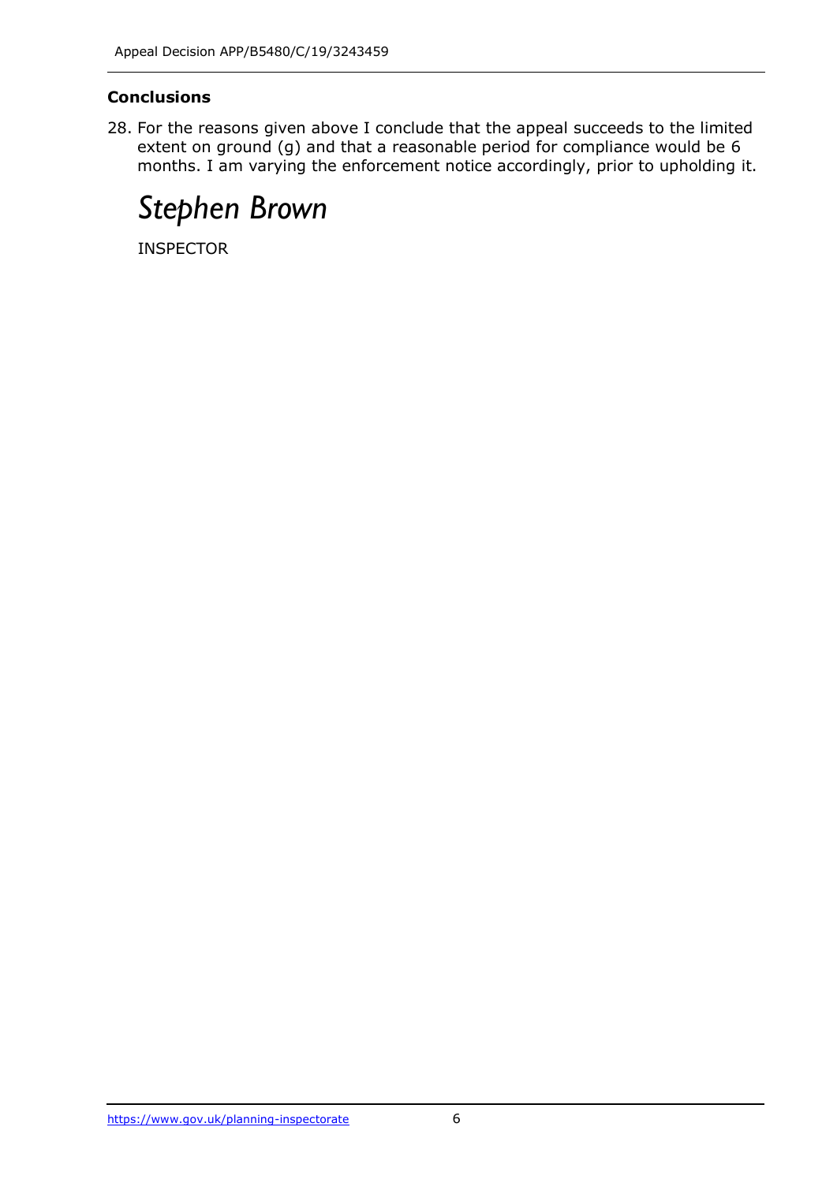### Conclusions

28. For the reasons given above I conclude that the appeal succeeds to the limited extent on ground (g) and that a reasonable period for compliance would be 6 months. I am varying the enforcement notice accordingly, prior to upholding it.

*Stephen Brown*

INSPECTOR